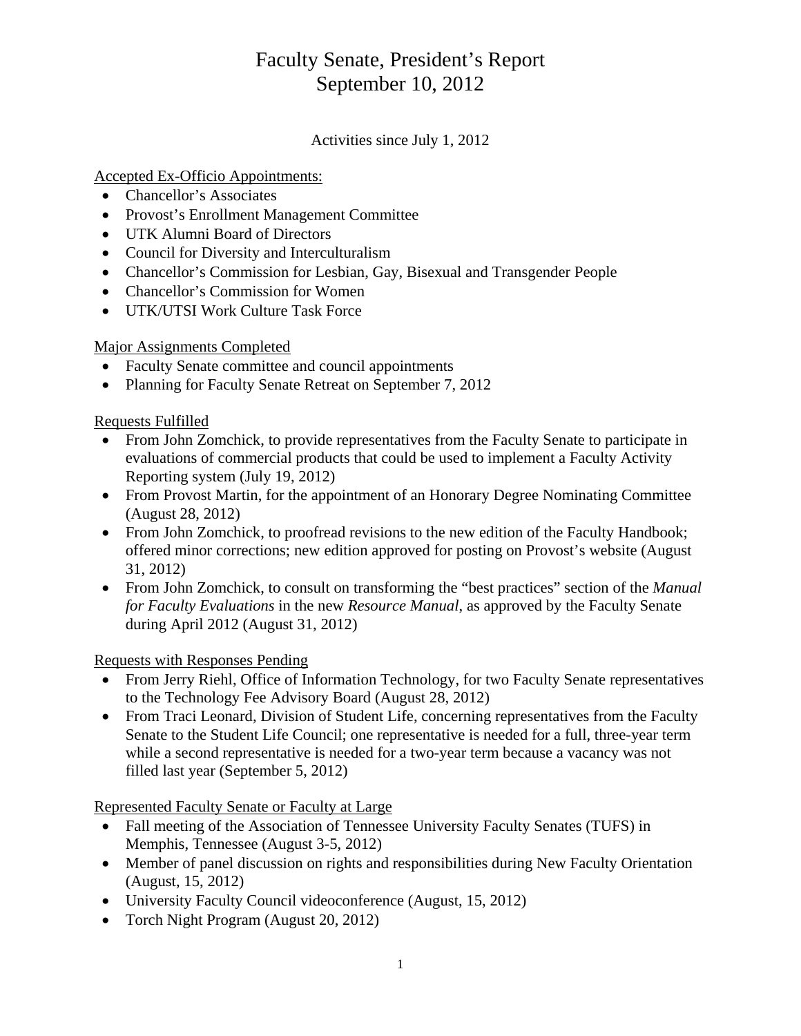# Faculty Senate, President's Report
# September 10, 2012

Activities since July 1, 2012

Accepted Ex-Officio Appointments:

- Chancellor's Associates
- Provost's Enrollment Management Committee
- UTK Alumni Board of Directors
- Council for Diversity and Interculturalism
- Chancellor's Commission for Lesbian, Gay, Bisexual and Transgender People
- Chancellor's Commission for Women
- UTK/UTSI Work Culture Task Force

Major Assignments Completed

- Faculty Senate committee and council appointments
- Planning for Faculty Senate Retreat on September 7, 2012

Requests Fulfilled

- From John Zomchick, to provide representatives from the Faculty Senate to participate in evaluations of commercial products that could be used to implement a Faculty Activity Reporting system (July 19, 2012)
- From Provost Martin, for the appointment of an Honorary Degree Nominating Committee (August 28, 2012)
- From John Zomchick, to proofread revisions to the new edition of the Faculty Handbook; offered minor corrections; new edition approved for posting on Provost's website (August 31, 2012)
- From John Zomchick, to consult on transforming the "best practices" section of the *Manual for Faculty Evaluations* in the new *Resource Manual*, as approved by the Faculty Senate during April 2012 (August 31, 2012)

Requests with Responses Pending

- From Jerry Riehl, Office of Information Technology, for two Faculty Senate representatives to the Technology Fee Advisory Board (August 28, 2012)
- From Traci Leonard, Division of Student Life, concerning representatives from the Faculty Senate to the Student Life Council; one representative is needed for a full, three-year term while a second representative is needed for a two-year term because a vacancy was not filled last year (September 5, 2012)

Represented Faculty Senate or Faculty at Large

- Fall meeting of the Association of Tennessee University Faculty Senates (TUFS) in Memphis, Tennessee (August 3-5, 2012)
- Member of panel discussion on rights and responsibilities during New Faculty Orientation (August, 15, 2012)
- University Faculty Council videoconference (August, 15, 2012)
- Torch Night Program (August 20, 2012)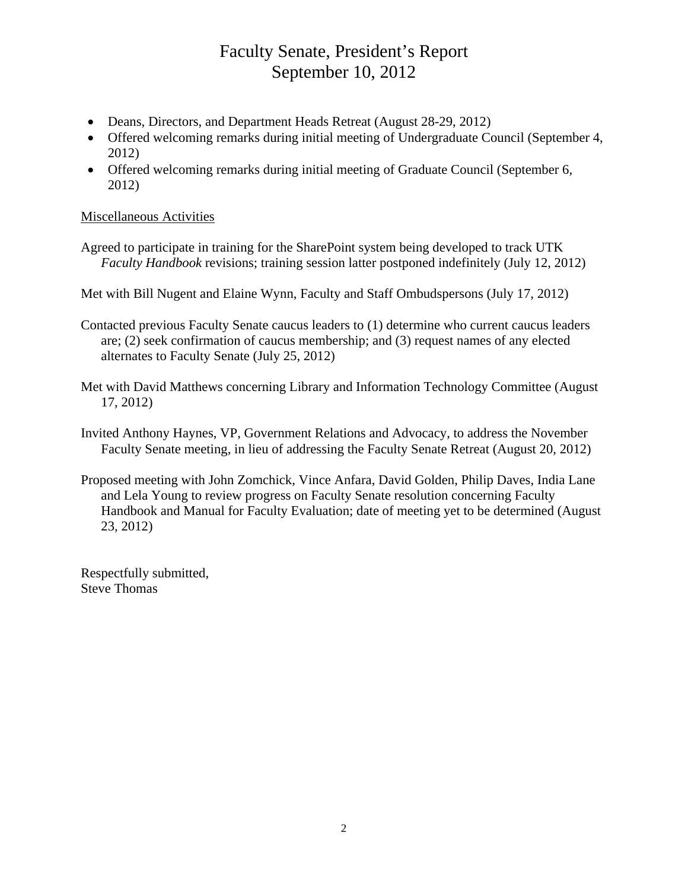# Faculty Senate, President's Report
# September 10, 2012

- Deans, Directors, and Department Heads Retreat (August 28-29, 2012)
- Offered welcoming remarks during initial meeting of Undergraduate Council (September 4, 2012)
- Offered welcoming remarks during initial meeting of Graduate Council (September 6, 2012)

Miscellaneous Activities

Agreed to participate in training for the SharePoint system being developed to track UTK *Faculty Handbook* revisions; training session latter postponed indefinitely (July 12, 2012)

Met with Bill Nugent and Elaine Wynn, Faculty and Staff Ombudspersons (July 17, 2012)

Contacted previous Faculty Senate caucus leaders to (1) determine who current caucus leaders are; (2) seek confirmation of caucus membership; and (3) request names of any elected alternates to Faculty Senate (July 25, 2012)

Met with David Matthews concerning Library and Information Technology Committee (August 17, 2012)

Invited Anthony Haynes, VP, Government Relations and Advocacy, to address the November Faculty Senate meeting, in lieu of addressing the Faculty Senate Retreat (August 20, 2012)

Proposed meeting with John Zomchick, Vince Anfara, David Golden, Philip Daves, India Lane and Lela Young to review progress on Faculty Senate resolution concerning Faculty Handbook and Manual for Faculty Evaluation; date of meeting yet to be determined (August 23, 2012)

Respectfully submitted,
Steve Thomas